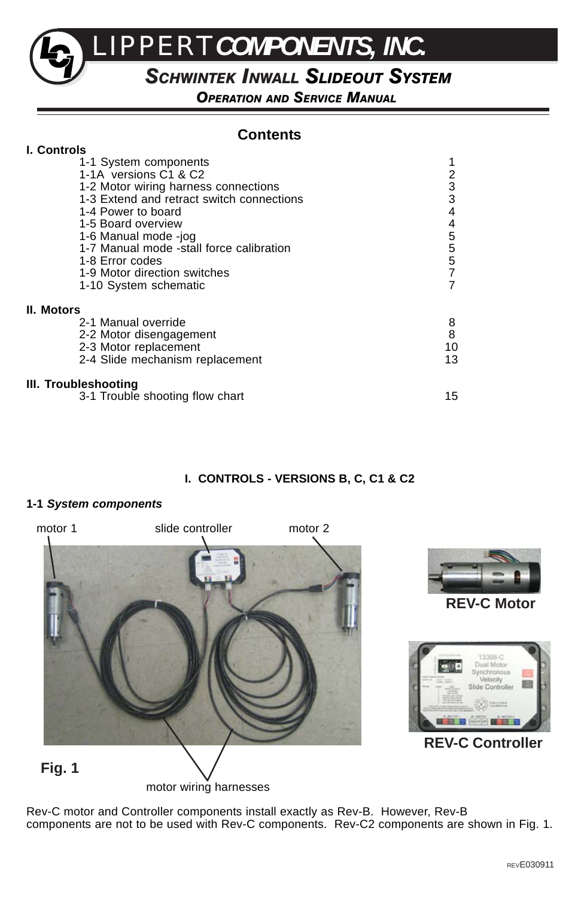# LIPPERT COMPONENTS, INC.

## SCHWINTEK INWALL SLIDEOUT SYSTEM

### OPERATION AND SERVICE MANUAL

## Contents

**I. Controls**

| | |
|---|---|
| 1-1 System components | 1 |
| 1-1A versions C1 & C2 | 2 |
| 1-2 Motor wiring harness connections | 3 |
| 1-3 Extend and retract switch connections | 3 |
| 1-4 Power to board | 4 |
| 1-5 Board overview | 4 |
| 1-6 Manual mode -jog | 5 |
| 1-7 Manual mode -stall force calibration | 5 |
| 1-8 Error codes | 5 |
| 1-9 Motor direction switches | 7 |
| 1-10 System schematic | 7 |

**II. Motors**

| | |
|---|---|
| 2-1 Manual override | 8 |
| 2-2 Motor disengagement | 8 |
| 2-3 Motor replacement | 10 |
| 2-4 Slide mechanism replacement | 13 |

**III. Troubleshooting**

| | |
|---|---|
| 3-1 Trouble shooting flow chart | 15 |

## I. CONTROLS - VERSIONS B, C, C1 & C2

### 1-1 *System components*

motor 1 &nbsp;&nbsp; slide controller &nbsp;&nbsp; motor 2

**Fig. 1**

motor wiring harnesses

**REV-C Motor**

**REV-C Controller**

Rev-C motor and Controller components install exactly as Rev-B. However, Rev-B components are not to be used with Rev-C components. Rev-C2 components are shown in Fig. 1.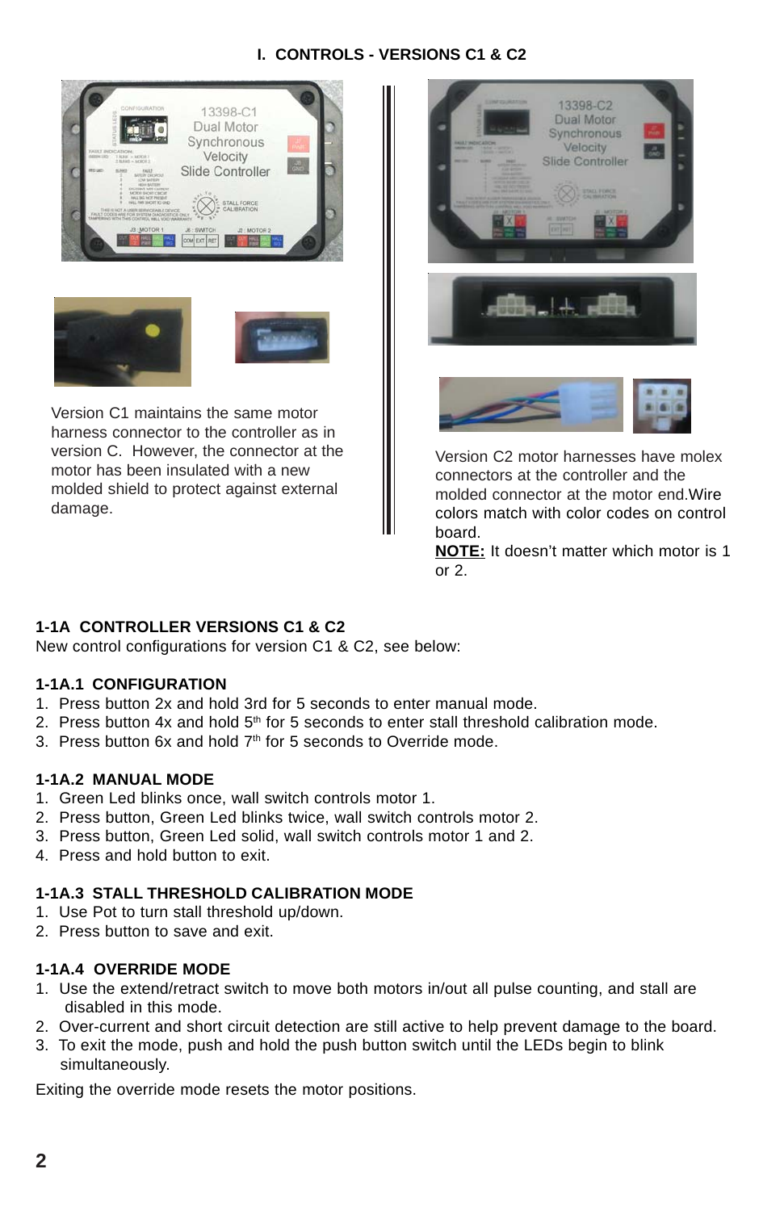# I. CONTROLS - VERSIONS C1 & C2

Version C1 maintains the same motor harness connector to the controller as in version C. However, the connector at the motor end has been insulated with a new molded shield to protect against external damage.

Version C2 motor harnesses have molex connectors at the controller and the molded connector at the motor end.Wire colors match with color codes on control board.

**NOTE:** It doesn't matter which motor is 1 or 2.

## 1-1A CONTROLLER VERSIONS C1 & C2

New control configurations for version C1 & C2, see below:

### 1-1A.1 CONFIGURATION

1. Press button 2x and hold 3rd for 5 seconds to enter manual mode.
2. Press button 4x and hold 5th for 5 seconds to enter stall threshold calibration mode.
3. Press button 6x and hold 7th for 5 seconds to Override mode.

### 1-1A.2 MANUAL MODE

1. Green Led blinks once, wall switch controls motor 1.
2. Press button, Green Led blinks twice, wall switch controls motor 2.
3. Press button, Green Led solid, wall switch controls motor 1 and 2.
4. Press and hold button to exit.

### 1-1A.3 STALL THRESHOLD CALIBRATION MODE

1. Use Pot to turn stall threshold up/down.
2. Press button to save and exit.

### 1-1A.4 OVERRIDE MODE

1. Use the extend/retract switch to move both motors in/out all pulse counting, and stall are disabled in this mode.
2. Over-current and short circuit detection are still active to help prevent damage to the board.
3. To exit the mode, push and hold the push button switch until the LEDs begin to blink simultaneously.

Exiting the override mode resets the motor positions.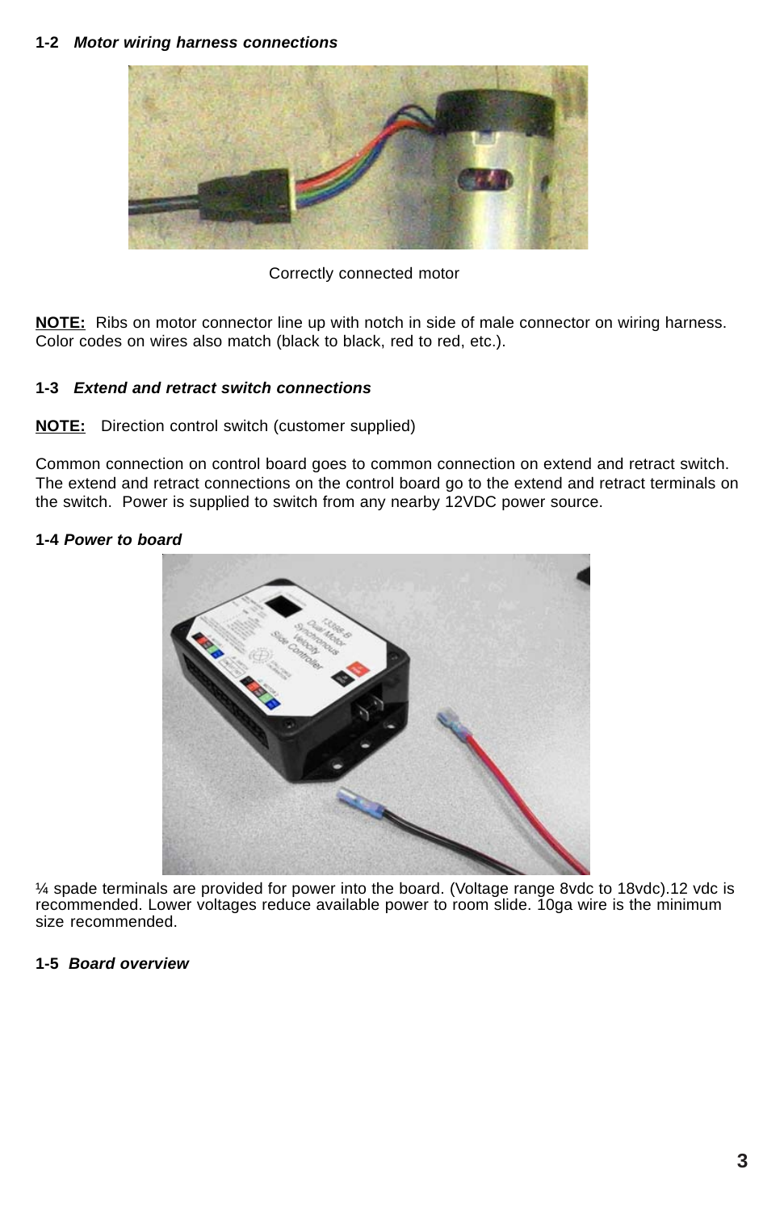## 1-2 *Motor wiring harness connections*

Correctly connected motor

**NOTE:** Ribs on motor connector line up with notch in side of male connector on wiring harness. Color codes on wires also match (black to black, red to red, etc.).

## 1-3 *Extend and retract switch connections*

**NOTE:** Direction control switch (customer supplied)

Common connection on control board goes to common connection on extend and retract switch. The extend and retract connections on the control board go to the extend and retract terminals on the switch. Power is supplied to switch from any nearby 12VDC power source.

## 1-4 *Power to board*

¼ spade terminals are provided for power into the board. (Voltage range 8vdc to 18vdc).12 vdc is recommended. Lower voltages reduce available power to room slide. 10ga wire is the minimum size recommended.

## 1-5 *Board overview*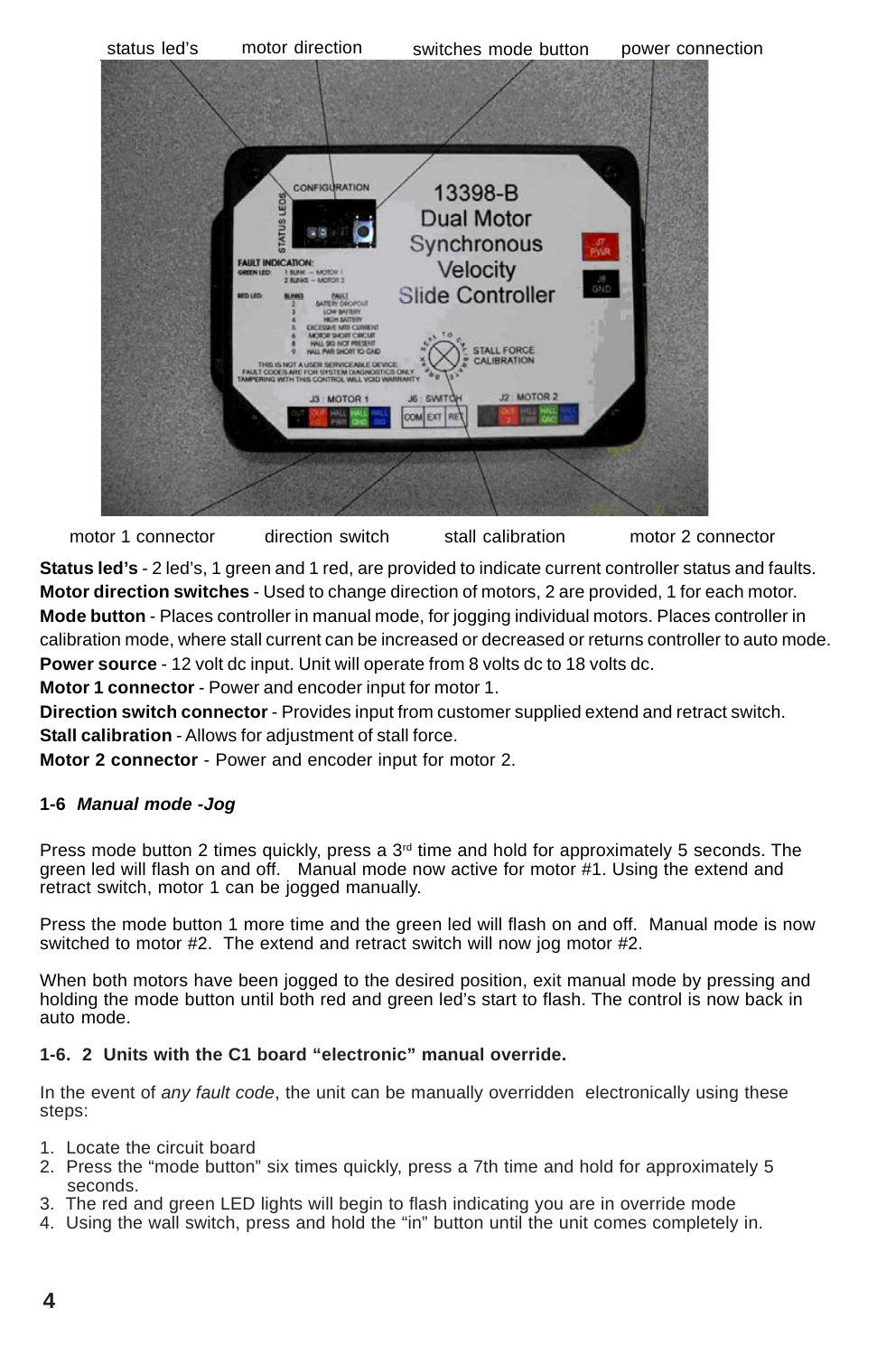status led's   motor direction   switches mode button   power connection

motor 1 connector   direction switch   stall calibration   motor 2 connector

**Status led's** - 2 led's, 1 green and 1 red, are provided to indicate current controller status and faults.
**Motor direction switches** - Used to change direction of motors, 2 are provided, 1 for each motor.
**Mode button** - Places controller in manual mode, for jogging individual motors. Places controller in calibration mode, where stall current can be increased or decreased or returns controller to auto mode.
**Power source** - 12 volt dc input. Unit will operate from 8 volts dc to 18 volts dc.
**Motor 1 connector** - Power and encoder input for motor 1.
**Direction switch connector** - Provides input from customer supplied extend and retract switch.
**Stall calibration** - Allows for adjustment of stall force.
**Motor 2 connector** - Power and encoder input for motor 2.

### 1-6 *Manual mode -Jog*

Press mode button 2 times quickly, press a 3rd time and hold for approximately 5 seconds. The green led will flash on and off. Manual mode now active for motor #1. Using the extend and retract switch, motor 1 can be jogged manually.

Press the mode button 1 more time and the green led will flash on and off. Manual mode is now switched to motor #2. The extend and retract switch will now jog motor #2.

When both motors have been jogged to the desired position, exit manual mode by pressing and holding the mode button until both red and green led's start to flash. The control is now back in auto mode.

### 1-6. 2 Units with the C1 board "electronic" manual override.

In the event of *any fault code*, the unit can be manually overridden electronically using these steps:

1. Locate the circuit board
2. Press the "mode button" six times quickly, press a 7th time and hold for approximately 5 seconds.
3. The red and green LED lights will begin to flash indicating you are in override mode
4. Using the wall switch, press and hold the "in" button until the unit comes completely in.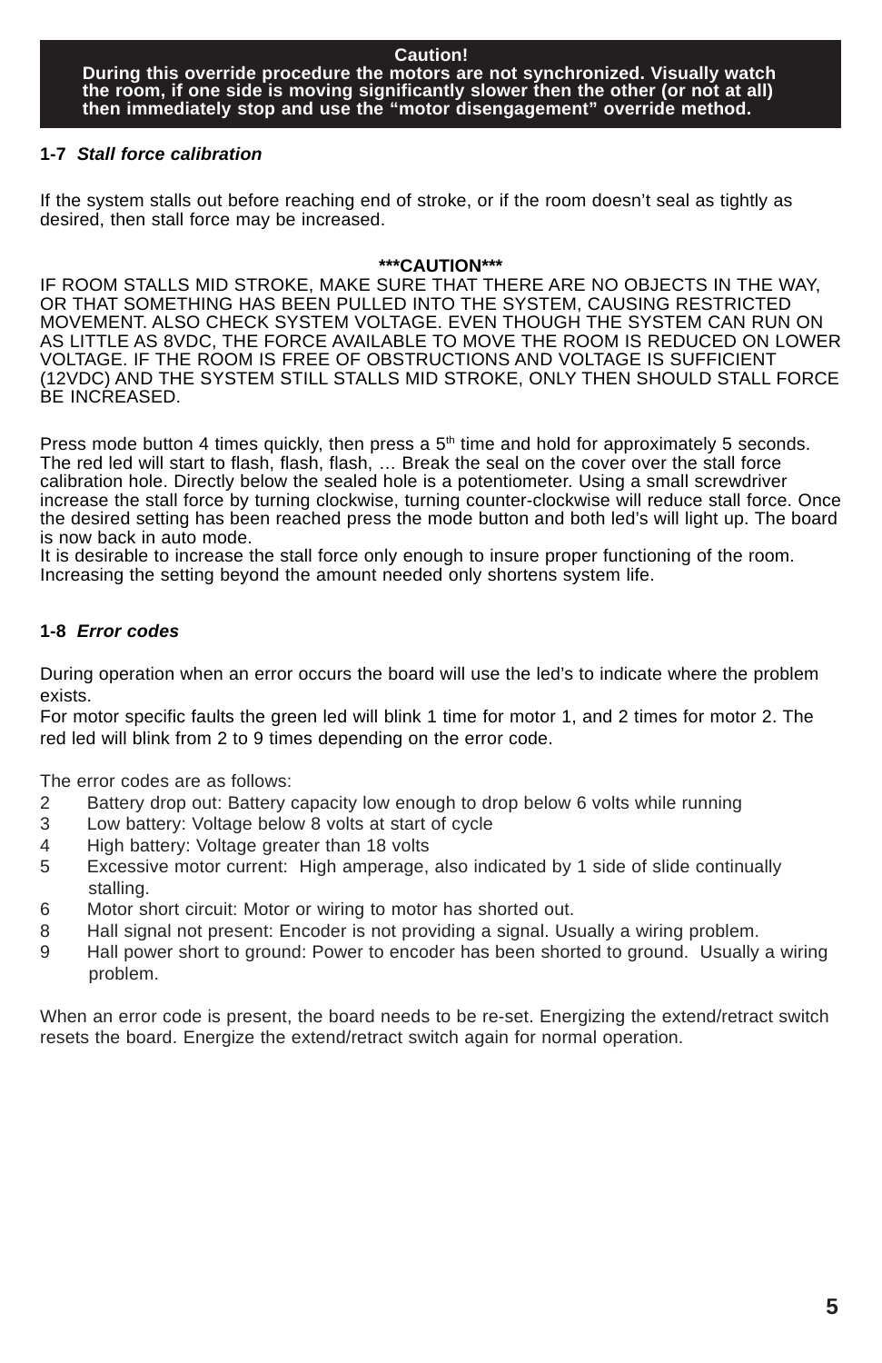**Caution!**
**During this override procedure the motors are not synchronized. Visually watch the room, if one side is moving significantly slower then the other (or not at all) then immediately stop and use the "motor disengagement" override method.**

### 1-7 *Stall force calibration*

If the system stalls out before reaching end of stroke, or if the room doesn't seal as tightly as desired, then stall force may be increased.

**\*\*\*CAUTION\*\*\***

IF ROOM STALLS MID STROKE, MAKE SURE THAT THERE ARE NO OBJECTS IN THE WAY, OR THAT SOMETHING HAS BEEN PULLED INTO THE SYSTEM, CAUSING RESTRICTED MOVEMENT. ALSO CHECK SYSTEM VOLTAGE. EVEN THOUGH THE SYSTEM CAN RUN ON AS LITTLE AS 8VDC, THE FORCE AVAILABLE TO MOVE THE ROOM IS REDUCED ON LOWER VOLTAGE. IF THE ROOM IS FREE OF OBSTRUCTIONS AND VOLTAGE IS SUFFICIENT (12VDC) AND THE SYSTEM STILL STALLS MID STROKE, ONLY THEN SHOULD STALL FORCE BE INCREASED.

Press mode button 4 times quickly, then press a 5$^{th}$ time and hold for approximately 5 seconds. The red led will start to flash, flash, flash, … Break the seal on the cover over the stall force calibration hole. Directly below the sealed hole is a potentiometer. Using a small screwdriver increase the stall force by turning clockwise, turning counter-clockwise will reduce stall force. Once the desired setting has been reached press the mode button and both led's will light up. The board is now back in auto mode.
It is desirable to increase the stall force only enough to insure proper functioning of the room. Increasing the setting beyond the amount needed only shortens system life.

### 1-8 *Error codes*

During operation when an error occurs the board will use the led's to indicate where the problem exists.
For motor specific faults the green led will blink 1 time for motor 1, and 2 times for motor 2. The red led will blink from 2 to 9 times depending on the error code.

The error codes are as follows:

- 2 Battery drop out: Battery capacity low enough to drop below 6 volts while running
- 3 Low battery: Voltage below 8 volts at start of cycle
- 4 High battery: Voltage greater than 18 volts
- 5 Excessive motor current: High amperage, also indicated by 1 side of slide continually stalling.
- 6 Motor short circuit: Motor or wiring to motor has shorted out.
- 8 Hall signal not present: Encoder is not providing a signal. Usually a wiring problem.
- 9 Hall power short to ground: Power to encoder has been shorted to ground. Usually a wiring problem.

When an error code is present, the board needs to be re-set. Energizing the extend/retract switch resets the board. Energize the extend/retract switch again for normal operation.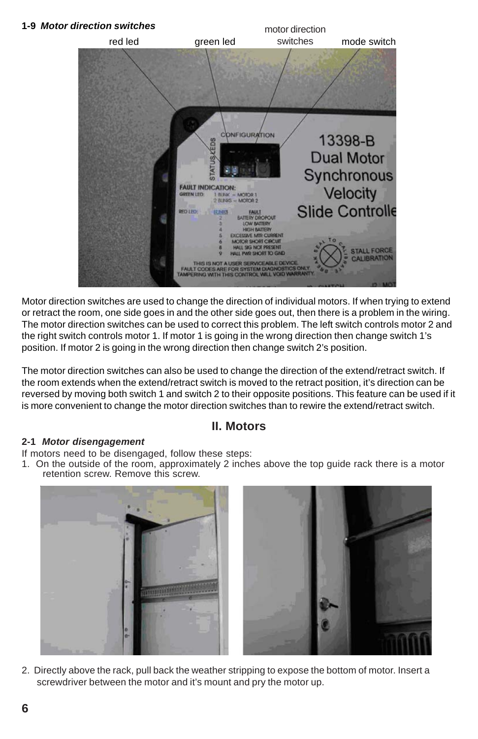**1-9** ***Motor direction switches***

red led    green led    motor direction switches    mode switch

Motor direction switches are used to change the direction of individual motors. If when trying to extend or retract the room, one side goes in and the other side goes out, then there is a problem in the wiring. The motor direction switches can be used to correct this problem. The left switch controls motor 2 and the right switch controls motor 1. If motor 1 is going in the wrong direction then change switch 1's position. If motor 2 is going in the wrong direction then change switch 2's position.

The motor direction switches can also be used to change the direction of the extend/retract switch. If the room extends when the extend/retract switch is moved to the retract position, it's direction can be reversed by moving both switch 1 and switch 2 to their opposite positions. This feature can be used if it is more convenient to change the motor direction switches than to rewire the extend/retract switch.

## II. Motors

**2-1** ***Motor disengagement***

If motors need to be disengaged, follow these steps:

1. On the outside of the room, approximately 2 inches above the top guide rack there is a motor retention screw. Remove this screw.

2. Directly above the rack, pull back the weather stripping to expose the bottom of motor. Insert a screwdriver between the motor and it's mount and pry the motor up.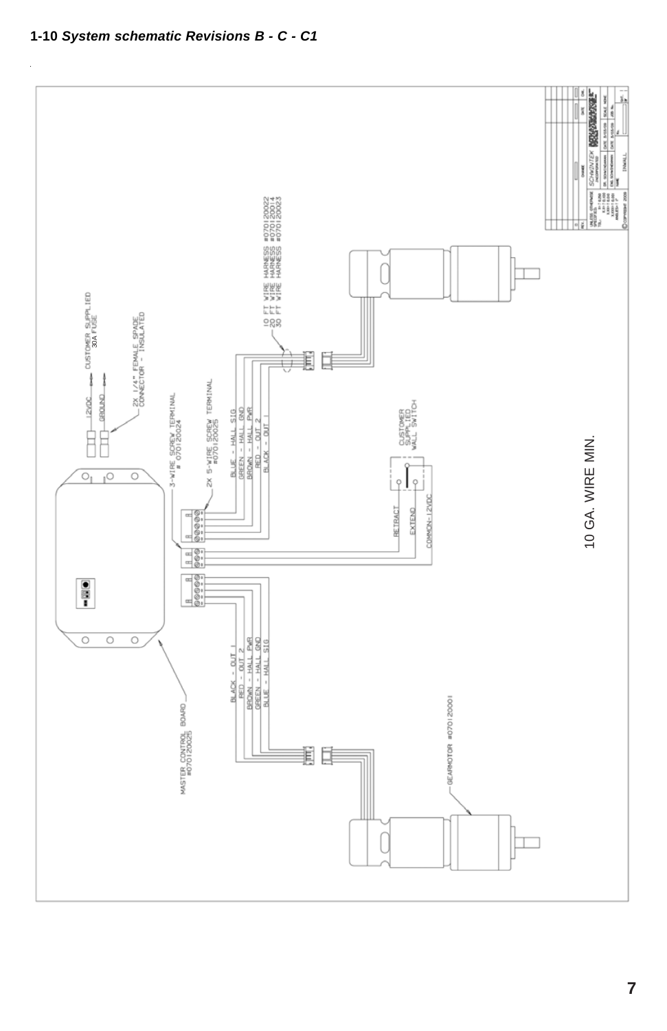## 1-10 *System schematic Revisions B - C - C1*

CUSTOMER SUPPLIED 30A FUSE

12VDC

GROUND

2X 1/4" FEMALE SPADE CONNECTOR - INSULATED

3-WIRE SCREW TERMINAL # 070120024

2X 5-WIRE SCREW TERMINAL #070120025

BLUE - HALL SIG
GREEN - HALL GND
BROWN - HALL PWR
RED - OUT 2
BLACK - OUT 1

10 FT WIRE HARNESS #070120022
20 FT WIRE HARNESS #070120014
30 FT WIRE HARNESS #070120023

CUSTOMER SUPPLIED WALL SWITCH

RETRACT
EXTEND
COMMON-12VDC

10 GA. WIRE MIN.

MASTER CONTROL BOARD #070120025

BLACK - OUT 1
RED - OUT 2
BROWN - HALL PWR
GREEN - HALL GND
BLUE - HALL SIG

GEARMOTOR #070120001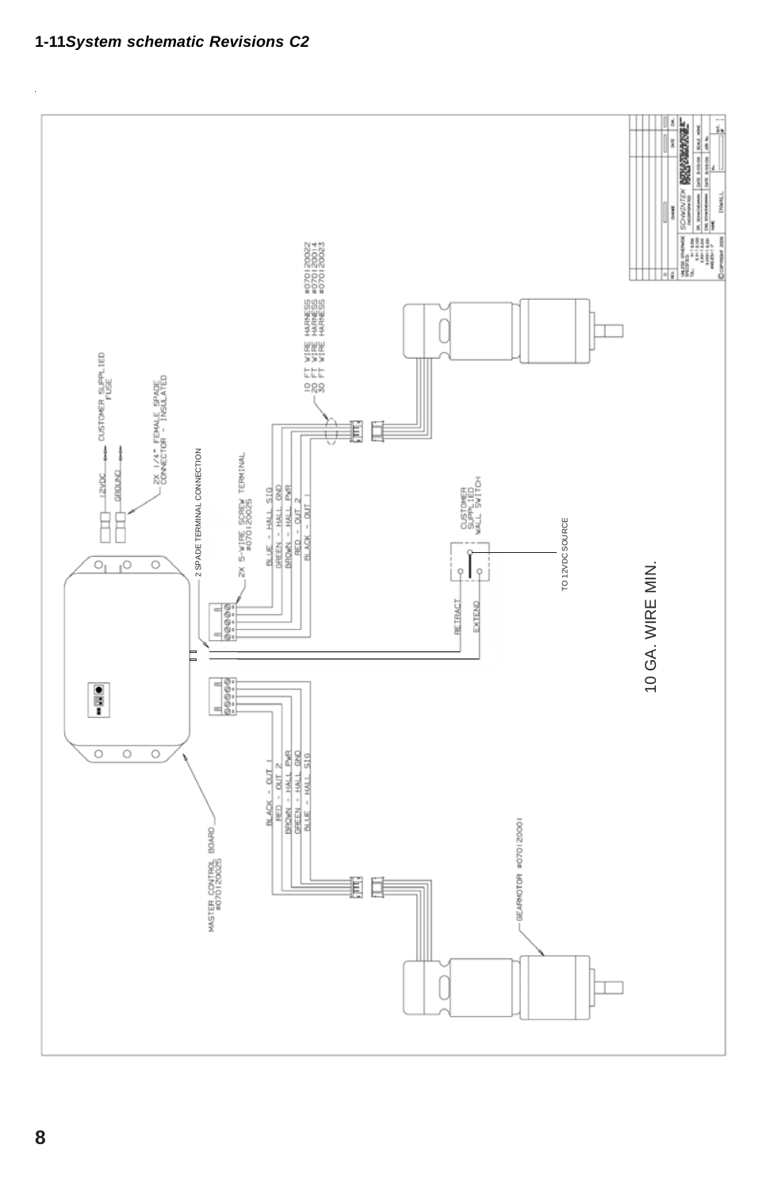## 1-11 *System schematic Revisions C2*

12VDC

GROUND

CUSTOMER SUPPLIED FUSE

2X 1/4" FEMALE SPADE CONNECTOR - INSULATED

2 SPADE TERMINAL CONNECTION

2X 5-WIRE SCREW TERMINAL #070120025

BLUE - HALL SIG
GREEN - HALL GND
BROWN - HALL PWR
RED - OUT 2
BLACK - OUT 1

10 FT WIRE HARNESS #070120022
20 FT WIRE HARNESS #070120014
30 FT WIRE HARNESS #070120023

CUSTOMER SUPPLIED WALL SWITCH

TO 12VDC SOURCE

RETRACT

EXTEND

10 GA. WIRE MIN.

BLACK - OUT 1
RED - OUT 2
BROWN - HALL PWR
GREEN - HALL GND
BLUE - HALL SIG

MASTER CONTROL BOARD #070120025

GEARMOTOR #070120001

SCHWINTEK INCORPORATED

© COPYRIGHT 2009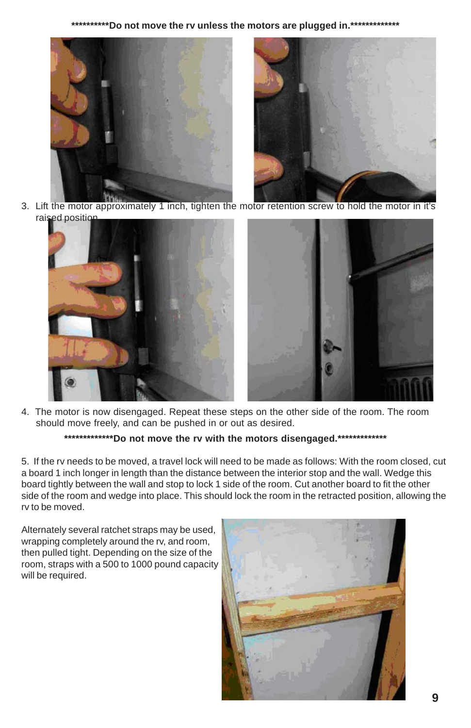**\*\*\*\*\*\*\*\*\*\*Do not move the rv unless the motors are plugged in.\*\*\*\*\*\*\*\*\*\*\*\*\***

3. Lift the motor approximately 1 inch, tighten the motor retention screw to hold the motor in it's raised position

4. The motor is now disengaged. Repeat these steps on the other side of the room. The room should move freely, and can be pushed in or out as desired.

**\*\*\*\*\*\*\*\*\*\*\*\*\*\*Do not move the rv with the motors disengaged.\*\*\*\*\*\*\*\*\*\*\*\*\*\***

5. If the rv needs to be moved, a travel lock will need to be made as follows: With the room closed, cut a board 1 inch longer in length than the distance between the interior stop and the wall. Wedge this board tightly between the wall and stop to lock 1 side of the room. Cut another board to fit the other side of the room and wedge into place. This should lock the room in the retracted position, allowing the rv to be moved.

Alternately several ratchet straps may be used, wrapping completely around the rv, and room, then pulled tight. Depending on the size of the room, straps with a 500 to 1000 pound capacity will be required.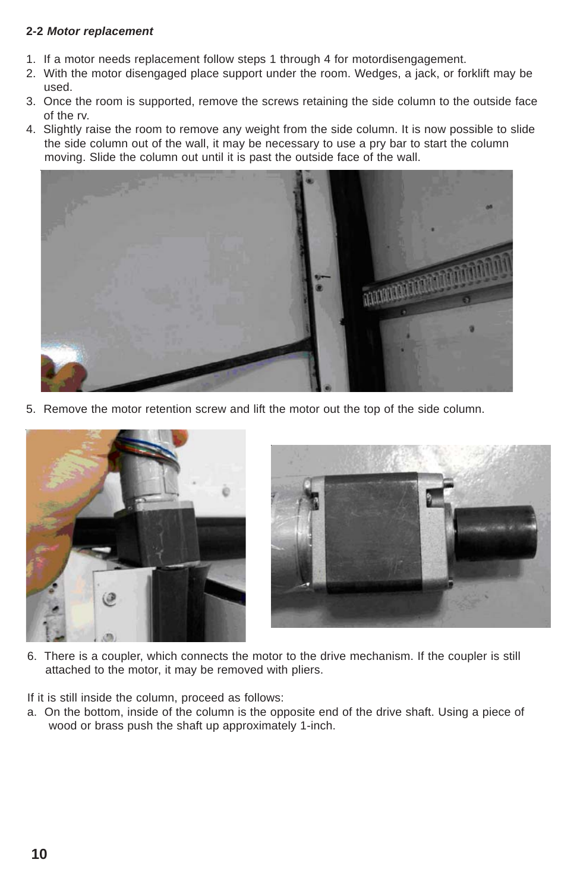**2-2** ***Motor replacement***

1. If a motor needs replacement follow steps 1 through 4 for motordisengagement.
2. With the motor disengaged place support under the room. Wedges, a jack, or forklift may be used.
3. Once the room is supported, remove the screws retaining the side column to the outside face of the rv.
4. Slightly raise the room to remove any weight from the side column. It is now possible to slide the side column out of the wall, it may be necessary to use a pry bar to start the column moving. Slide the column out until it is past the outside face of the wall.
5. Remove the motor retention screw and lift the motor out the top of the side column.
6. There is a coupler, which connects the motor to the drive mechanism. If the coupler is still attached to the motor, it may be removed with pliers.

If it is still inside the column, proceed as follows:

a. On the bottom, inside of the column is the opposite end of the drive shaft. Using a piece of wood or brass push the shaft up approximately 1-inch.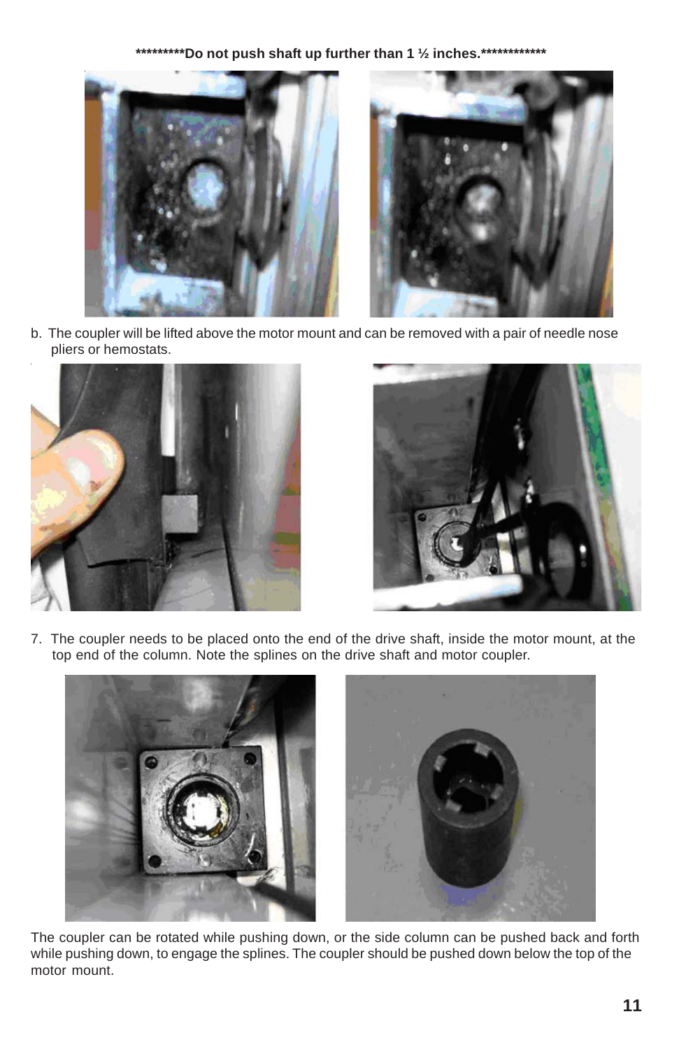**\*\*\*\*\*\*\*\*\*Do not push shaft up further than 1 ½ inches.\*\*\*\*\*\*\*\*\*\*\*\***

b. The coupler will be lifted above the motor mount and can be removed with a pair of needle nose pliers or hemostats.

7. The coupler needs to be placed onto the end of the drive shaft, inside the motor mount, at the top end of the column. Note the splines on the drive shaft and motor coupler.

The coupler can be rotated while pushing down, or the side column can be pushed back and forth while pushing down, to engage the splines. The coupler should be pushed down below the top of the motor mount.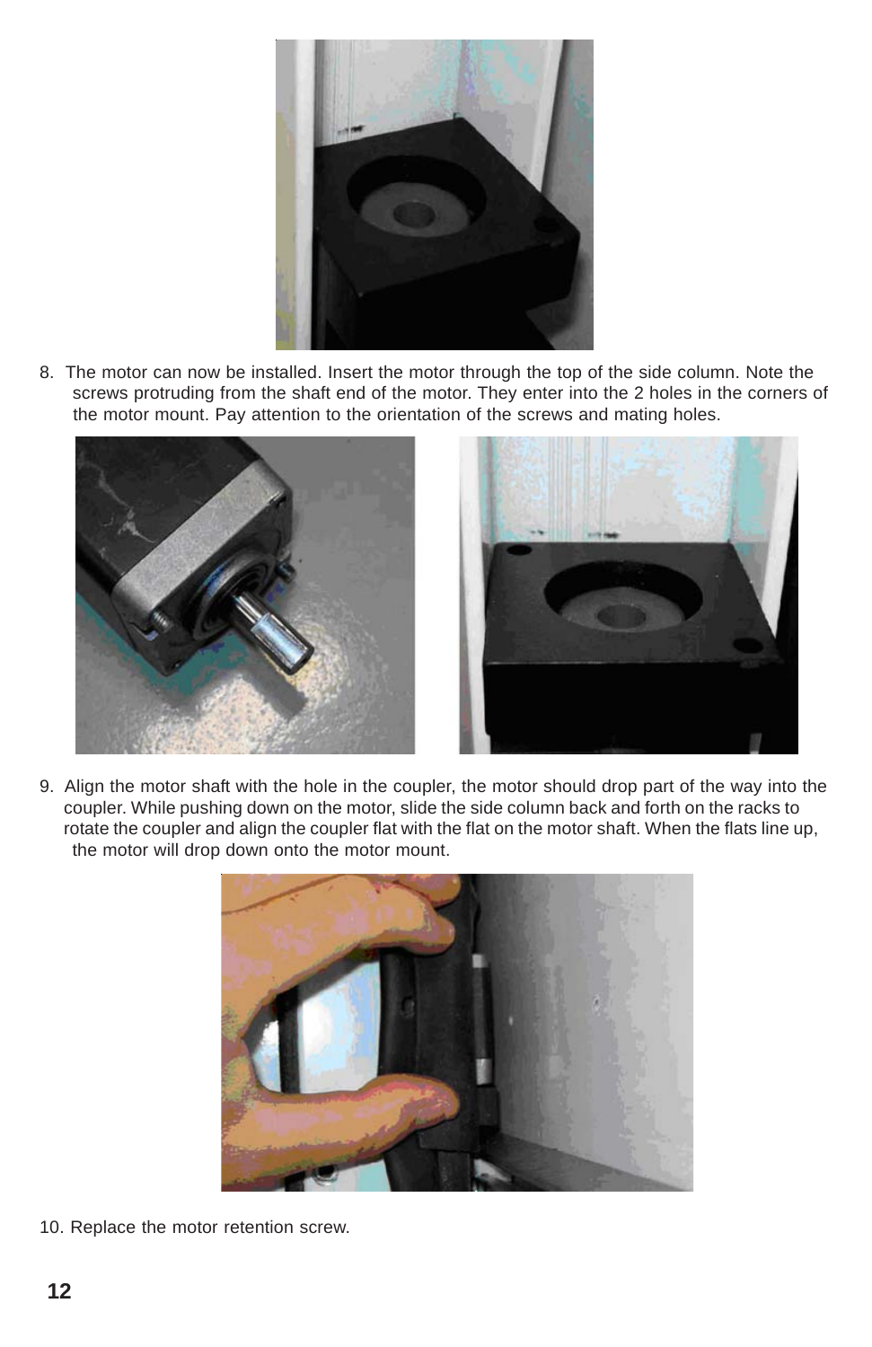8. The motor can now be installed. Insert the motor through the top of the side column. Note the screws protruding from the shaft end of the motor. They enter into the 2 holes in the corners of the motor mount. Pay attention to the orientation of the screws and mating holes.

9. Align the motor shaft with the hole in the coupler, the motor should drop part of the way into the coupler. While pushing down on the motor, slide the side column back and forth on the racks to rotate the coupler and align the coupler flat with the flat on the motor shaft. When the flats line up, the motor will drop down onto the motor mount.

10. Replace the motor retention screw.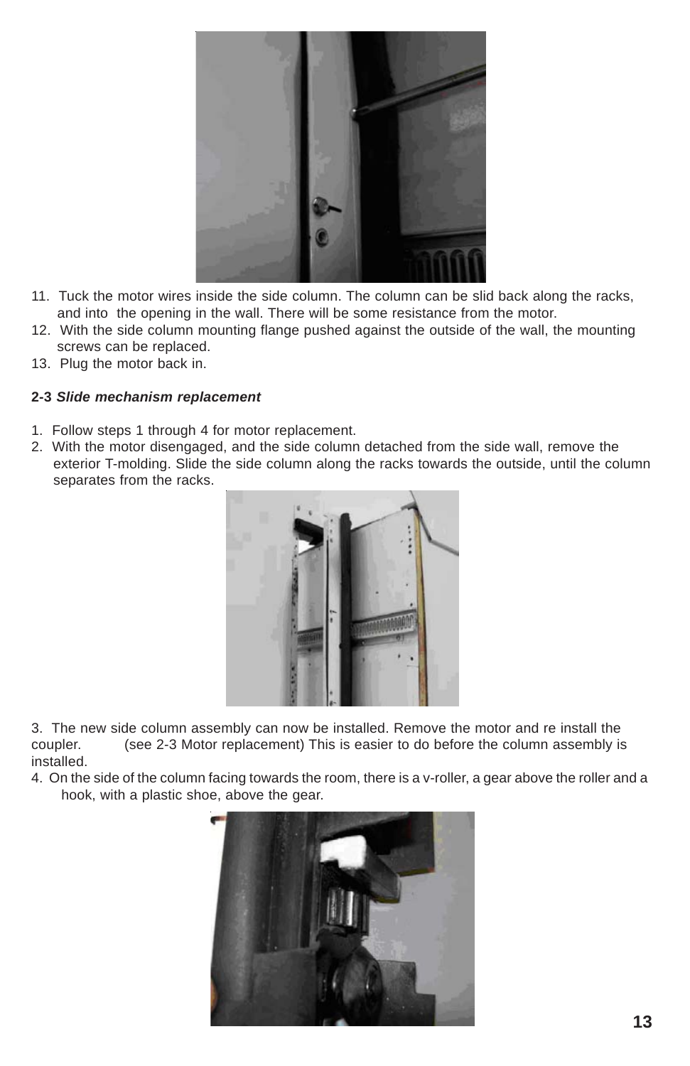11. Tuck the motor wires inside the side column. The column can be slid back along the racks, and into the opening in the wall. There will be some resistance from the motor.
12. With the side column mounting flange pushed against the outside of the wall, the mounting screws can be replaced.
13. Plug the motor back in.

**2-3** ***Slide mechanism replacement***

1. Follow steps 1 through 4 for motor replacement.
2. With the motor disengaged, and the side column detached from the side wall, remove the exterior T-molding. Slide the side column along the racks towards the outside, until the column separates from the racks.

3. The new side column assembly can now be installed. Remove the motor and re install the coupler. (see 2-3 Motor replacement) This is easier to do before the column assembly is installed.
4. On the side of the column facing towards the room, there is a v-roller, a gear above the roller and a hook, with a plastic shoe, above the gear.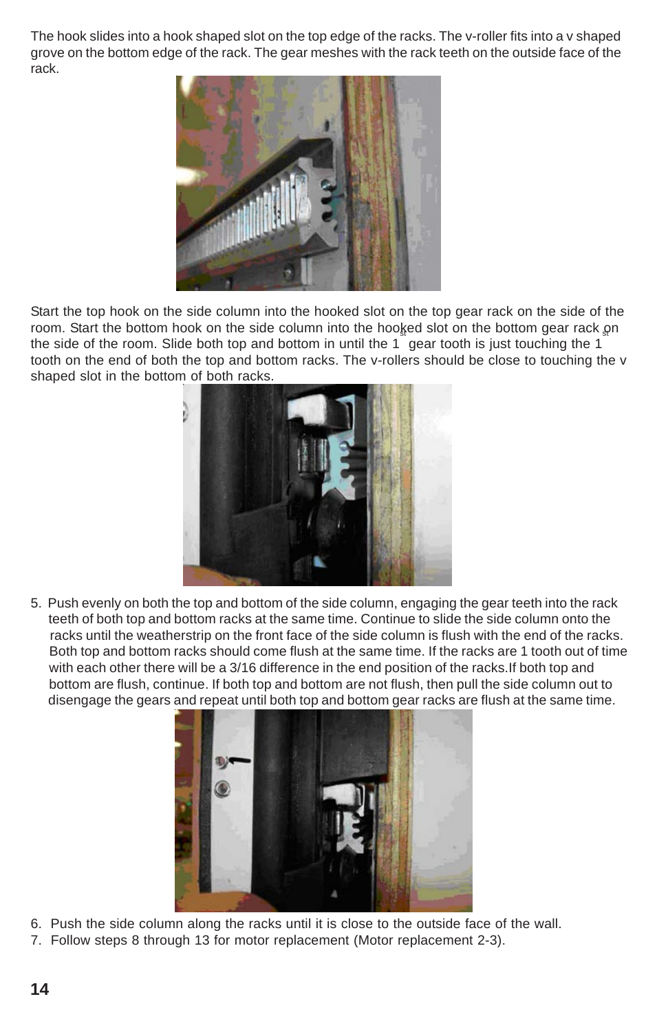The hook slides into a hook shaped slot on the top edge of the racks. The v-roller fits into a v shaped grove on the bottom edge of the rack. The gear meshes with the rack teeth on the outside face of the rack.

Start the top hook on the side column into the hooked slot on the top gear rack on the side of the room. Start the bottom hook on the side column into the hooked slot on the bottom gear rack on the side of the room. Slide both top and bottom in until the 1st gear tooth is just touching the 1st tooth on the end of both the top and bottom racks. The v-rollers should be close to touching the v shaped slot in the bottom of both racks.

5. Push evenly on both the top and bottom of the side column, engaging the gear teeth into the rack teeth of both top and bottom racks at the same time. Continue to slide the side column onto the racks until the weatherstrip on the front face of the side column is flush with the end of the racks. Both top and bottom racks should come flush at the same time. If the racks are 1 tooth out of time with each other there will be a 3/16 difference in the end position of the racks.If both top and bottom are flush, continue. If both top and bottom are not flush, then pull the side column out to disengage the gears and repeat until both top and bottom gear racks are flush at the same time.

6. Push the side column along the racks until it is close to the outside face of the wall.
7. Follow steps 8 through 13 for motor replacement (Motor replacement 2-3).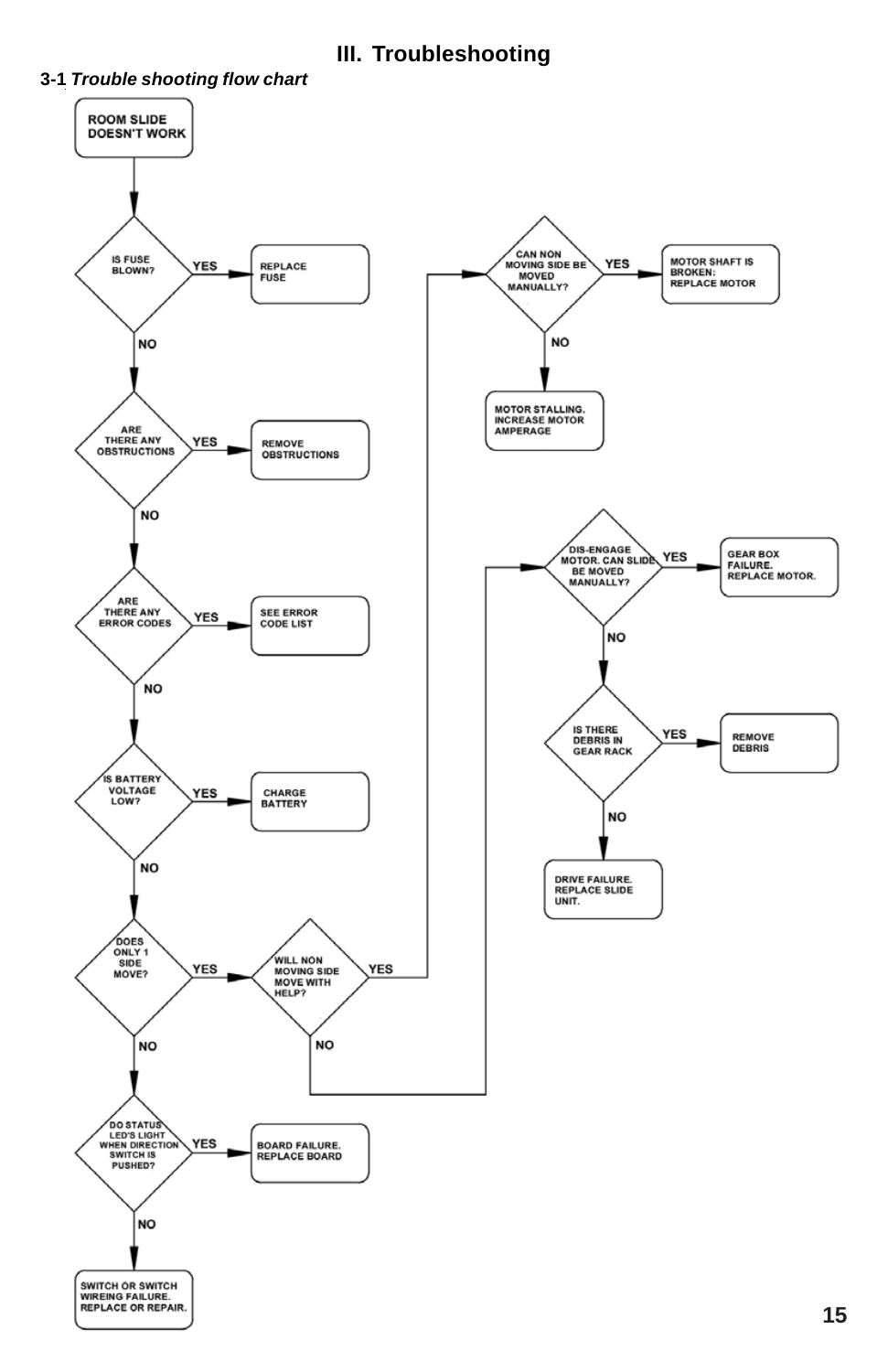# III. Troubleshooting

### 3-1 *Trouble shooting flow chart*

ROOM SLIDE DOESN'T WORK

- IS FUSE BLOWN?
  - YES → REPLACE FUSE
  - NO → ARE THERE ANY OBSTRUCTIONS
    - YES → REMOVE OBSTRUCTIONS
    - NO → ARE THERE ANY ERROR CODES
      - YES → SEE ERROR CODE LIST
      - NO → IS BATTERY VOLTAGE LOW?
        - YES → CHARGE BATTERY
        - NO → DOES ONLY 1 SIDE MOVE?
          - YES → WILL NON MOVING SIDE MOVE WITH HELP?
            - YES → CAN NON MOVING SIDE BE MOVED MANUALLY?
              - YES → MOTOR SHAFT IS BROKEN: REPLACE MOTOR
              - NO → MOTOR STALLING. INCREASE MOTOR AMPERAGE
            - NO → DIS-ENGAGE MOTOR. CAN SLIDE BE MOVED MANUALLY?
              - YES → GEAR BOX FAILURE. REPLACE MOTOR.
              - NO → IS THERE DEBRIS IN GEAR RACK
                - YES → REMOVE DEBRIS
                - NO → DRIVE FAILURE. REPLACE SLIDE UNIT.
          - NO → DO STATUS LED'S LIGHT WHEN DIRECTION SWITCH IS PUSHED?
            - YES → BOARD FAILURE. REPLACE BOARD
            - NO → SWITCH OR SWITCH WIREING FAILURE. REPLACE OR REPAIR.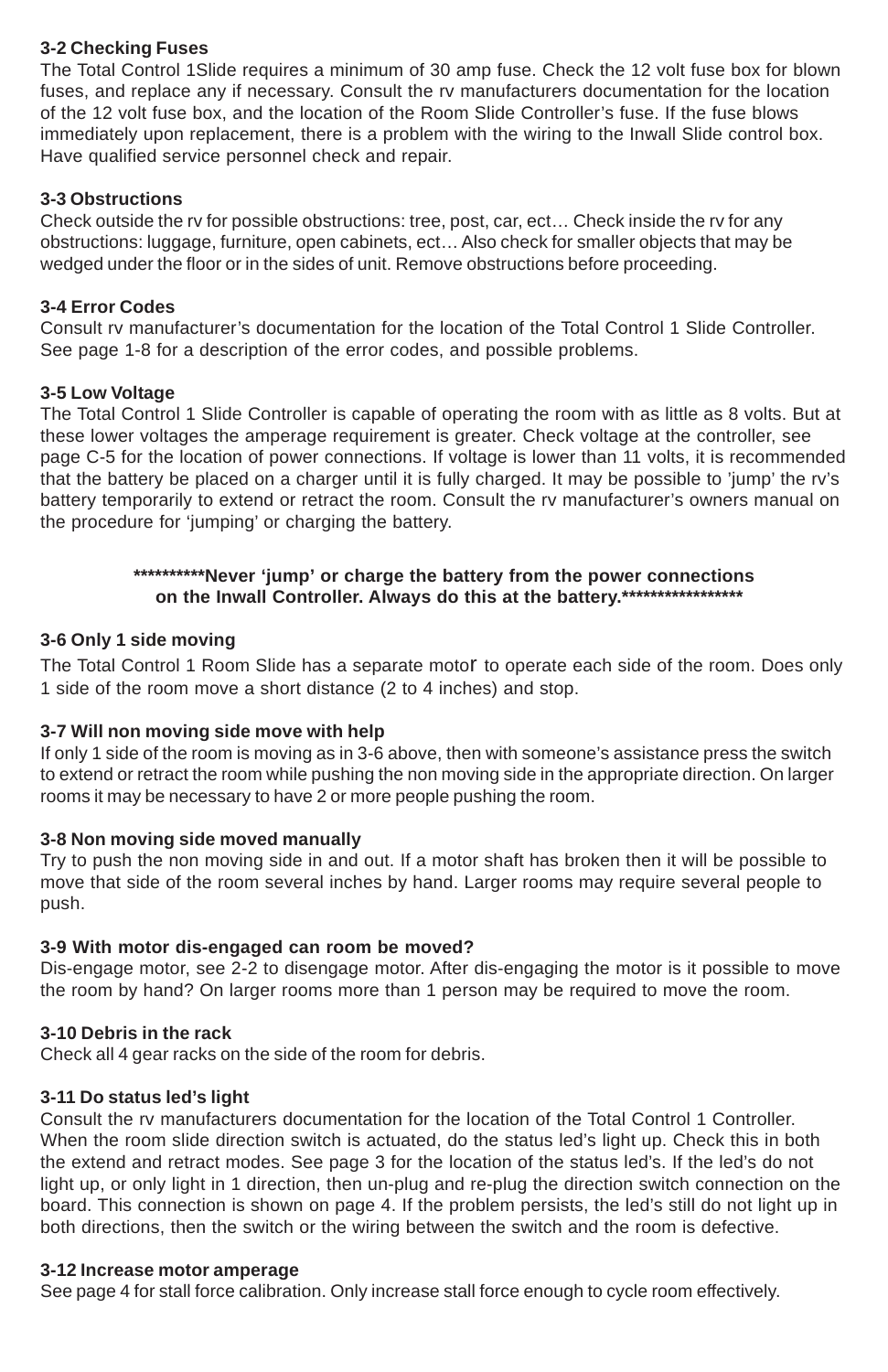**3-2 Checking Fuses**

The Total Control 1Slide requires a minimum of 30 amp fuse. Check the 12 volt fuse box for blown fuses, and replace any if necessary. Consult the rv manufacturers documentation for the location of the 12 volt fuse box, and the location of the Room Slide Controller's fuse. If the fuse blows immediately upon replacement, there is a problem with the wiring to the Inwall Slide control box. Have qualified service personnel check and repair.

**3-3 Obstructions**

Check outside the rv for possible obstructions: tree, post, car, ect… Check inside the rv for any obstructions: luggage, furniture, open cabinets, ect… Also check for smaller objects that may be wedged under the floor or in the sides of unit. Remove obstructions before proceeding.

**3-4 Error Codes**

Consult rv manufacturer's documentation for the location of the Total Control 1 Slide Controller. See page 1-8 for a description of the error codes, and possible problems.

**3-5 Low Voltage**

The Total Control 1 Slide Controller is capable of operating the room with as little as 8 volts. But at these lower voltages the amperage requirement is greater. Check voltage at the controller, see page C-5 for the location of power connections. If voltage is lower than 11 volts, it is recommended that the battery be placed on a charger until it is fully charged. It may be possible to 'jump' the rv's battery temporarily to extend or retract the room. Consult the rv manufacturer's owners manual on the procedure for 'jumping' or charging the battery.

**\*\*\*\*\*\*\*\*\*\*Never 'jump' or charge the battery from the power connections on the Inwall Controller. Always do this at the battery.\*\*\*\*\*\*\*\*\*\*\*\*\*\*\*\*\***

**3-6 Only 1 side moving**

The Total Control 1 Room Slide has a separate motor to operate each side of the room. Does only 1 side of the room move a short distance (2 to 4 inches) and stop.

**3-7 Will non moving side move with help**

If only 1 side of the room is moving as in 3-6 above, then with someone's assistance press the switch to extend or retract the room while pushing the non moving side in the appropriate direction. On larger rooms it may be necessary to have 2 or more people pushing the room.

**3-8 Non moving side moved manually**

Try to push the non moving side in and out. If a motor shaft has broken then it will be possible to move that side of the room several inches by hand. Larger rooms may require several people to push.

**3-9 With motor dis-engaged can room be moved?**

Dis-engage motor, see 2-2 to disengage motor. After dis-engaging the motor is it possible to move the room by hand? On larger rooms more than 1 person may be required to move the room.

**3-10 Debris in the rack**

Check all 4 gear racks on the side of the room for debris.

**3-11 Do status led's light**

Consult the rv manufacturers documentation for the location of the Total Control 1 Controller. When the room slide direction switch is actuated, do the status led's light up. Check this in both the extend and retract modes. See page 3 for the location of the status led's. If the led's do not light up, or only light in 1 direction, then un-plug and re-plug the direction switch connection on the board. This connection is shown on page 4. If the problem persists, the led's still do not light up in both directions, then the switch or the wiring between the switch and the room is defective.

**3-12 Increase motor amperage**

See page 4 for stall force calibration. Only increase stall force enough to cycle room effectively.